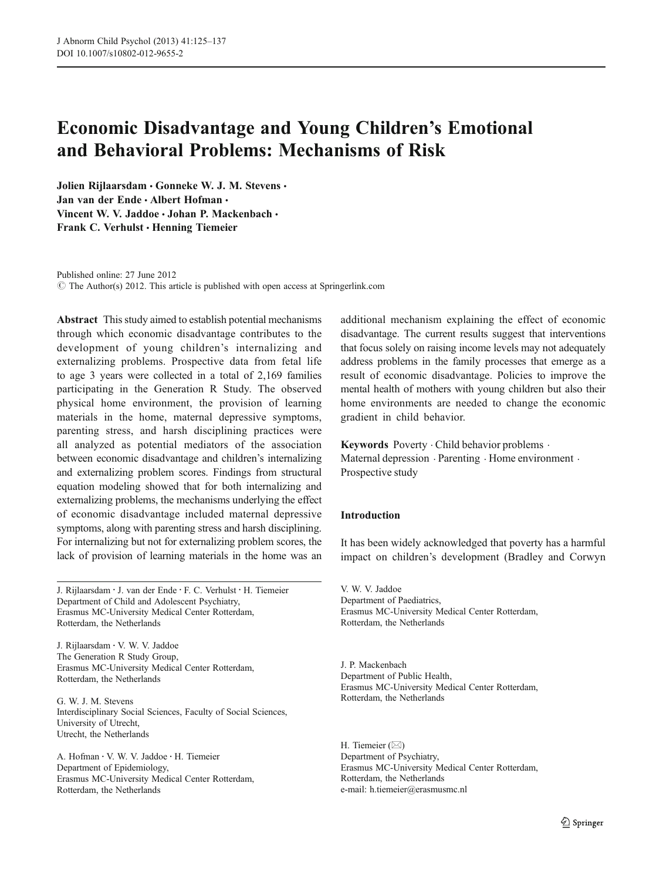# Economic Disadvantage and Young Children's Emotional and Behavioral Problems: Mechanisms of Risk

**Jolien Rijlaarsdam · Gonneke W. J. M. Stevens · Jan van der Ende · Albert Hofman · Vincent W. V. Jaddoe · Johan P. Mackenbach · Frank C. Verhulst · Henning Tiemeier**

Published online: 27 June 2012
© The Author(s) 2012. This article is published with open access at Springerlink.com

**Abstract** This study aimed to establish potential mechanisms through which economic disadvantage contributes to the development of young children's internalizing and externalizing problems. Prospective data from fetal life to age 3 years were collected in a total of 2,169 families participating in the Generation R Study. The observed physical home environment, the provision of learning materials in the home, maternal depressive symptoms, parenting stress, and harsh disciplining practices were all analyzed as potential mediators of the association between economic disadvantage and children's internalizing and externalizing problem scores. Findings from structural equation modeling showed that for both internalizing and externalizing problems, the mechanisms underlying the effect of economic disadvantage included maternal depressive symptoms, along with parenting stress and harsh disciplining. For internalizing but not for externalizing problem scores, the lack of provision of learning materials in the home was an additional mechanism explaining the effect of economic disadvantage. The current results suggest that interventions that focus solely on raising income levels may not adequately address problems in the family processes that emerge as a result of economic disadvantage. Policies to improve the mental health of mothers with young children but also their home environments are needed to change the economic gradient in child behavior.

**Keywords** Poverty · Child behavior problems · Maternal depression · Parenting · Home environment · Prospective study

## Introduction

It has been widely acknowledged that poverty has a harmful impact on children's development (Bradley and Corwyn

J. Rijlaarsdam · J. van der Ende · F. C. Verhulst · H. Tiemeier
Department of Child and Adolescent Psychiatry,
Erasmus MC-University Medical Center Rotterdam,
Rotterdam, the Netherlands

J. Rijlaarsdam · V. W. V. Jaddoe
The Generation R Study Group,
Erasmus MC-University Medical Center Rotterdam,
Rotterdam, the Netherlands

G. W. J. M. Stevens
Interdisciplinary Social Sciences, Faculty of Social Sciences,
University of Utrecht,
Utrecht, the Netherlands

A. Hofman · V. W. V. Jaddoe · H. Tiemeier
Department of Epidemiology,
Erasmus MC-University Medical Center Rotterdam,
Rotterdam, the Netherlands

V. W. V. Jaddoe
Department of Paediatrics,
Erasmus MC-University Medical Center Rotterdam,
Rotterdam, the Netherlands

J. P. Mackenbach
Department of Public Health,
Erasmus MC-University Medical Center Rotterdam,
Rotterdam, the Netherlands

H. Tiemeier (✉)
Department of Psychiatry,
Erasmus MC-University Medical Center Rotterdam,
Rotterdam, the Netherlands
e-mail: h.tiemeier@erasmusmc.nl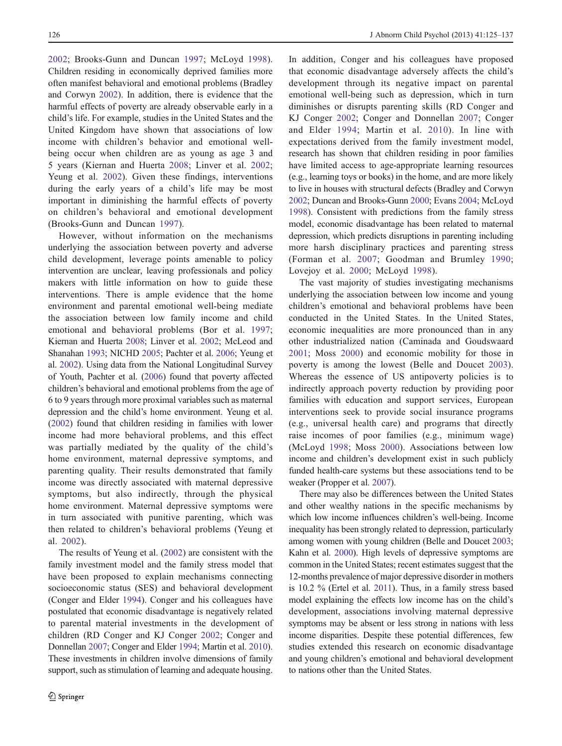2002; Brooks-Gunn and Duncan 1997; McLoyd 1998). Children residing in economically deprived families more often manifest behavioral and emotional problems (Bradley and Corwyn 2002). In addition, there is evidence that the harmful effects of poverty are already observable early in a child's life. For example, studies in the United States and the United Kingdom have shown that associations of low income with children's behavior and emotional well-being occur when children are as young as age 3 and 5 years (Kiernan and Huerta 2008; Linver et al. 2002; Yeung et al. 2002). Given these findings, interventions during the early years of a child's life may be most important in diminishing the harmful effects of poverty on children's behavioral and emotional development (Brooks-Gunn and Duncan 1997).

However, without information on the mechanisms underlying the association between poverty and adverse child development, leverage points amenable to policy intervention are unclear, leaving professionals and policy makers with little information on how to guide these interventions. There is ample evidence that the home environment and parental emotional well-being mediate the association between low family income and child emotional and behavioral problems (Bor et al. 1997; Kiernan and Huerta 2008; Linver et al. 2002; McLeod and Shanahan 1993; NICHD 2005; Pachter et al. 2006; Yeung et al. 2002). Using data from the National Longitudinal Survey of Youth, Pachter et al. (2006) found that poverty affected children's behavioral and emotional problems from the age of 6 to 9 years through more proximal variables such as maternal depression and the child's home environment. Yeung et al. (2002) found that children residing in families with lower income had more behavioral problems, and this effect was partially mediated by the quality of the child's home environment, maternal depressive symptoms, and parenting quality. Their results demonstrated that family income was directly associated with maternal depressive symptoms, but also indirectly, through the physical home environment. Maternal depressive symptoms were in turn associated with punitive parenting, which was then related to children's behavioral problems (Yeung et al. 2002).

The results of Yeung et al. (2002) are consistent with the family investment model and the family stress model that have been proposed to explain mechanisms connecting socioeconomic status (SES) and behavioral development (Conger and Elder 1994). Conger and his colleagues have postulated that economic disadvantage is negatively related to parental material investments in the development of children (RD Conger and KJ Conger 2002; Conger and Donnellan 2007; Conger and Elder 1994; Martin et al. 2010). These investments in children involve dimensions of family support, such as stimulation of learning and adequate housing. In addition, Conger and his colleagues have proposed that economic disadvantage adversely affects the child's development through its negative impact on parental emotional well-being such as depression, which in turn diminishes or disrupts parenting skills (RD Conger and KJ Conger 2002; Conger and Donnellan 2007; Conger and Elder 1994; Martin et al. 2010). In line with expectations derived from the family investment model, research has shown that children residing in poor families have limited access to age-appropriate learning resources (e.g., learning toys or books) in the home, and are more likely to live in houses with structural defects (Bradley and Corwyn 2002; Duncan and Brooks-Gunn 2000; Evans 2004; McLoyd 1998). Consistent with predictions from the family stress model, economic disadvantage has been related to maternal depression, which predicts disruptions in parenting including more harsh disciplinary practices and parenting stress (Forman et al. 2007; Goodman and Brumley 1990; Lovejoy et al. 2000; McLoyd 1998).

The vast majority of studies investigating mechanisms underlying the association between low income and young children's emotional and behavioral problems have been conducted in the United States. In the United States, economic inequalities are more pronounced than in any other industrialized nation (Caminada and Goudswaard 2001; Moss 2000) and economic mobility for those in poverty is among the lowest (Belle and Doucet 2003). Whereas the essence of US antipoverty policies is to indirectly approach poverty reduction by providing poor families with education and support services, European interventions seek to provide social insurance programs (e.g., universal health care) and programs that directly raise incomes of poor families (e.g., minimum wage) (McLoyd 1998; Moss 2000). Associations between low income and children's development exist in such publicly funded health-care systems but these associations tend to be weaker (Propper et al. 2007).

There may also be differences between the United States and other wealthy nations in the specific mechanisms by which low income influences children's well-being. Income inequality has been strongly related to depression, particularly among women with young children (Belle and Doucet 2003; Kahn et al. 2000). High levels of depressive symptoms are common in the United States; recent estimates suggest that the 12-months prevalence of major depressive disorder in mothers is 10.2 % (Ertel et al. 2011). Thus, in a family stress based model explaining the effects low income has on the child's development, associations involving maternal depressive symptoms may be absent or less strong in nations with less income disparities. Despite these potential differences, few studies extended this research on economic disadvantage and young children's emotional and behavioral development to nations other than the United States.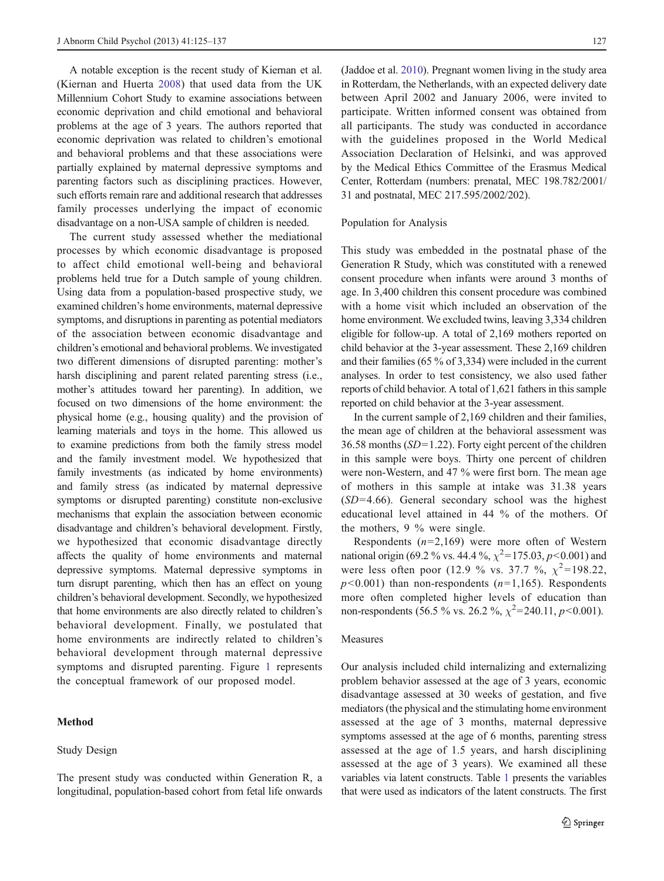A notable exception is the recent study of Kiernan et al. (Kiernan and Huerta 2008) that used data from the UK Millennium Cohort Study to examine associations between economic deprivation and child emotional and behavioral problems at the age of 3 years. The authors reported that economic deprivation was related to children's emotional and behavioral problems and that these associations were partially explained by maternal depressive symptoms and parenting factors such as disciplining practices. However, such efforts remain rare and additional research that addresses family processes underlying the impact of economic disadvantage on a non-USA sample of children is needed.

The current study assessed whether the mediational processes by which economic disadvantage is proposed to affect child emotional well-being and behavioral problems held true for a Dutch sample of young children. Using data from a population-based prospective study, we examined children's home environments, maternal depressive symptoms, and disruptions in parenting as potential mediators of the association between economic disadvantage and children's emotional and behavioral problems. We investigated two different dimensions of disrupted parenting: mother's harsh disciplining and parent related parenting stress (i.e., mother's attitudes toward her parenting). In addition, we focused on two dimensions of the home environment: the physical home (e.g., housing quality) and the provision of learning materials and toys in the home. This allowed us to examine predictions from both the family stress model and the family investment model. We hypothesized that family investments (as indicated by home environments) and family stress (as indicated by maternal depressive symptoms or disrupted parenting) constitute non-exclusive mechanisms that explain the association between economic disadvantage and children's behavioral development. Firstly, we hypothesized that economic disadvantage directly affects the quality of home environments and maternal depressive symptoms. Maternal depressive symptoms in turn disrupt parenting, which then has an effect on young children's behavioral development. Secondly, we hypothesized that home environments are also directly related to children's behavioral development. Finally, we postulated that home environments are indirectly related to children's behavioral development through maternal depressive symptoms and disrupted parenting. Figure 1 represents the conceptual framework of our proposed model.

## Method

### Study Design

The present study was conducted within Generation R, a longitudinal, population-based cohort from fetal life onwards (Jaddoe et al. 2010). Pregnant women living in the study area in Rotterdam, the Netherlands, with an expected delivery date between April 2002 and January 2006, were invited to participate. Written informed consent was obtained from all participants. The study was conducted in accordance with the guidelines proposed in the World Medical Association Declaration of Helsinki, and was approved by the Medical Ethics Committee of the Erasmus Medical Center, Rotterdam (numbers: prenatal, MEC 198.782/2001/31 and postnatal, MEC 217.595/2002/202).

### Population for Analysis

This study was embedded in the postnatal phase of the Generation R Study, which was constituted with a renewed consent procedure when infants were around 3 months of age. In 3,400 children this consent procedure was combined with a home visit which included an observation of the home environment. We excluded twins, leaving 3,334 children eligible for follow-up. A total of 2,169 mothers reported on child behavior at the 3-year assessment. These 2,169 children and their families (65 % of 3,334) were included in the current analyses. In order to test consistency, we also used father reports of child behavior. A total of 1,621 fathers in this sample reported on child behavior at the 3-year assessment.

In the current sample of 2,169 children and their families, the mean age of children at the behavioral assessment was 36.58 months ($SD=1.22$). Forty eight percent of the children in this sample were boys. Thirty one percent of children were non-Western, and 47 % were first born. The mean age of mothers in this sample at intake was 31.38 years ($SD=4.66$). General secondary school was the highest educational level attained in 44 % of the mothers. Of the mothers, 9 % were single.

Respondents ($n=2,169$) were more often of Western national origin (69.2 % vs. 44.4 %, $\chi^2=175.03$, $p<0.001$) and were less often poor (12.9 % vs. 37.7 %, $\chi^2=198.22$, $p<0.001$) than non-respondents ($n=1,165$). Respondents more often completed higher levels of education than non-respondents (56.5 % vs. 26.2 %, $\chi^2=240.11$, $p<0.001$).

### Measures

Our analysis included child internalizing and externalizing problem behavior assessed at the age of 3 years, economic disadvantage assessed at 30 weeks of gestation, and five mediators (the physical and the stimulating home environment assessed at the age of 3 months, maternal depressive symptoms assessed at the age of 6 months, parenting stress assessed at the age of 1.5 years, and harsh disciplining assessed at the age of 3 years). We examined all these variables via latent constructs. Table 1 presents the variables that were used as indicators of the latent constructs. The first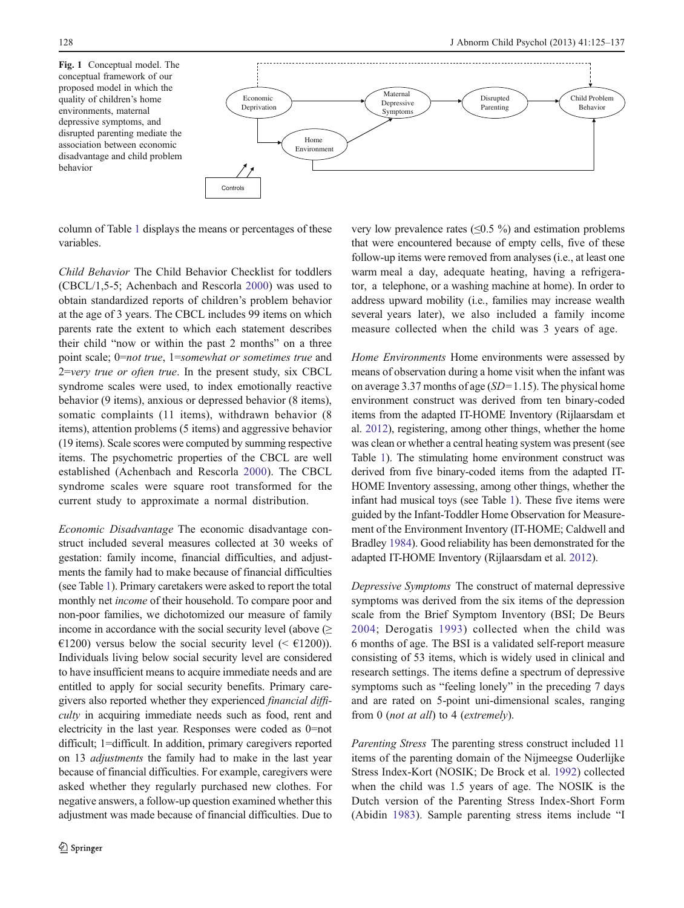**Fig. 1** Conceptual model. The conceptual framework of our proposed model in which the quality of children's home environments, maternal depressive symptoms, and disrupted parenting mediate the association between economic disadvantage and child problem behavior

column of Table 1 displays the means or percentages of these variables.

*Child Behavior* The Child Behavior Checklist for toddlers (CBCL/1,5-5; Achenbach and Rescorla 2000) was used to obtain standardized reports of children's problem behavior at the age of 3 years. The CBCL includes 99 items on which parents rate the extent to which each statement describes their child "now or within the past 2 months" on a three point scale; 0=*not true*, 1=*somewhat or sometimes true* and 2=*very true or often true*. In the present study, six CBCL syndrome scales were used, to index emotionally reactive behavior (9 items), anxious or depressed behavior (8 items), somatic complaints (11 items), withdrawn behavior (8 items), attention problems (5 items) and aggressive behavior (19 items). Scale scores were computed by summing respective items. The psychometric properties of the CBCL are well established (Achenbach and Rescorla 2000). The CBCL syndrome scales were square root transformed for the current study to approximate a normal distribution.

*Economic Disadvantage* The economic disadvantage construct included several measures collected at 30 weeks of gestation: family income, financial difficulties, and adjustments the family had to make because of financial difficulties (see Table 1). Primary caretakers were asked to report the total monthly net *income* of their household. To compare poor and non-poor families, we dichotomized our measure of family income in accordance with the social security level (above (≥ €1200) versus below the social security level (< €1200)). Individuals living below social security level are considered to have insufficient means to acquire immediate needs and are entitled to apply for social security benefits. Primary caregivers also reported whether they experienced *financial difficulty* in acquiring immediate needs such as food, rent and electricity in the last year. Responses were coded as 0=not difficult; 1=difficult. In addition, primary caregivers reported on 13 *adjustments* the family had to make in the last year because of financial difficulties. For example, caregivers were asked whether they regularly purchased new clothes. For negative answers, a follow-up question examined whether this adjustment was made because of financial difficulties. Due to very low prevalence rates (≤0.5 %) and estimation problems that were encountered because of empty cells, five of these follow-up items were removed from analyses (i.e., at least one warm meal a day, adequate heating, having a refrigerator, a telephone, or a washing machine at home). In order to address upward mobility (i.e., families may increase wealth several years later), we also included a family income measure collected when the child was 3 years of age.

*Home Environments* Home environments were assessed by means of observation during a home visit when the infant was on average 3.37 months of age (*SD*=1.15). The physical home environment construct was derived from ten binary-coded items from the adapted IT-HOME Inventory (Rijlaarsdam et al. 2012), registering, among other things, whether the home was clean or whether a central heating system was present (see Table 1). The stimulating home environment construct was derived from five binary-coded items from the adapted IT-HOME Inventory assessing, among other things, whether the infant had musical toys (see Table 1). These five items were guided by the Infant-Toddler Home Observation for Measurement of the Environment Inventory (IT-HOME; Caldwell and Bradley 1984). Good reliability has been demonstrated for the adapted IT-HOME Inventory (Rijlaarsdam et al. 2012).

*Depressive Symptoms* The construct of maternal depressive symptoms was derived from the six items of the depression scale from the Brief Symptom Inventory (BSI; De Beurs 2004; Derogatis 1993) collected when the child was 6 months of age. The BSI is a validated self-report measure consisting of 53 items, which is widely used in clinical and research settings. The items define a spectrum of depressive symptoms such as "feeling lonely" in the preceding 7 days and are rated on 5-point uni-dimensional scales, ranging from 0 (*not at all*) to 4 (*extremely*).

*Parenting Stress* The parenting stress construct included 11 items of the parenting domain of the Nijmeegse Ouderlijke Stress Index-Kort (NOSIK; De Brock et al. 1992) collected when the child was 1.5 years of age. The NOSIK is the Dutch version of the Parenting Stress Index-Short Form (Abidin 1983). Sample parenting stress items include "I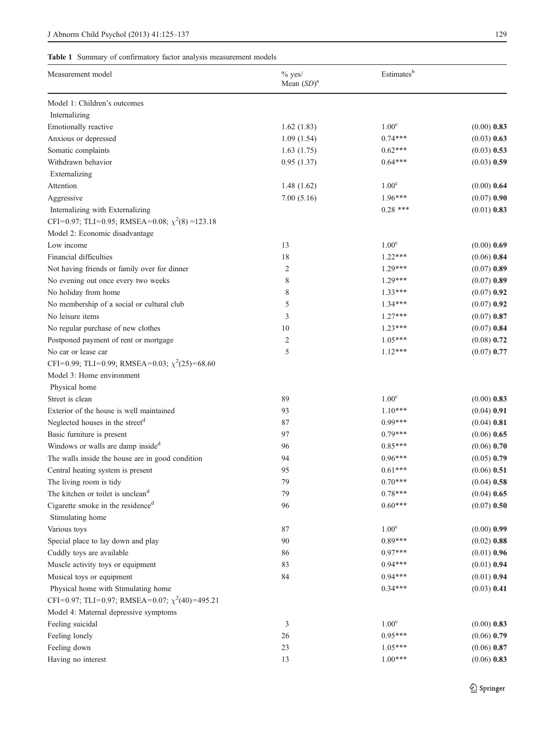**Table 1** Summary of confirmatory factor analysis measurement models

| Measurement model | % yes/ Mean (*SD*)[a] | Estimates[b] | |
|---|---|---|---|
| Model 1: Children's outcomes | | | |
| Internalizing | | | |
| Emotionally reactive | 1.62 (1.83) | 1.00[c] | (0.00) **0.83** |
| Anxious or depressed | 1.09 (1.54) | 0.74*** | (0.03) **0.63** |
| Somatic complaints | 1.63 (1.75) | 0.62*** | (0.03) **0.53** |
| Withdrawn behavior | 0.95 (1.37) | 0.64*** | (0.03) **0.59** |
| Externalizing | | | |
| Attention | 1.48 (1.62) | 1.00[c] | (0.00) **0.64** |
| Aggressive | 7.00 (5.16) | 1.96*** | (0.07) **0.90** |
| Internalizing with Externalizing | | 0.28 *** | (0.01) **0.83** |
| CFI=0.97; TLI=0.95; RMSEA=0.08; $\chi^2(8)=123.18$ | | | |
| Model 2: Economic disadvantage | | | |
| Low income | 13 | 1.00[c] | (0.00) **0.69** |
| Financial difficulties | 18 | 1.22*** | (0.06) **0.84** |
| Not having friends or family over for dinner | 2 | 1.29*** | (0.07) **0.89** |
| No evening out once every two weeks | 8 | 1.29*** | (0.07) **0.89** |
| No holiday from home | 8 | 1.33*** | (0.07) **0.92** |
| No membership of a social or cultural club | 5 | 1.34*** | (0.07) **0.92** |
| No leisure items | 3 | 1.27*** | (0.07) **0.87** |
| No regular purchase of new clothes | 10 | 1.23*** | (0.07) **0.84** |
| Postponed payment of rent or mortgage | 2 | 1.05*** | (0.08) **0.72** |
| No car or lease car | 5 | 1.12*** | (0.07) **0.77** |
| CFI=0.99; TLI=0.99; RMSEA=0.03; $\chi^2(25)=68.60$ | | | |
| Model 3: Home environment | | | |
| Physical home | | | |
| Street is clean | 89 | 1.00[c] | (0.00) **0.83** |
| Exterior of the house is well maintained | 93 | 1.10*** | (0.04) **0.91** |
| Neglected houses in the street[d] | 87 | 0.99*** | (0.04) **0.81** |
| Basic furniture is present | 97 | 0.79*** | (0.06) **0.65** |
| Windows or walls are damp inside[d] | 96 | 0.85*** | (0.06) **0.70** |
| The walls inside the house are in good condition | 94 | 0.96*** | (0.05) **0.79** |
| Central heating system is present | 95 | 0.61*** | (0.06) **0.51** |
| The living room is tidy | 79 | 0.70*** | (0.04) **0.58** |
| The kitchen or toilet is unclean[d] | 79 | 0.78*** | (0.04) **0.65** |
| Cigarette smoke in the residence[d] | 96 | 0.60*** | (0.07) **0.50** |
| Stimulating home | | | |
| Various toys | 87 | 1.00[c] | (0.00) **0.99** |
| Special place to lay down and play | 90 | 0.89*** | (0.02) **0.88** |
| Cuddly toys are available | 86 | 0.97*** | (0.01) **0.96** |
| Muscle activity toys or equipment | 83 | 0.94*** | (0.01) **0.94** |
| Musical toys or equipment | 84 | 0.94*** | (0.01) **0.94** |
| Physical home with Stimulating home | | 0.34*** | (0.03) **0.41** |
| CFI=0.97; TLI=0.97; RMSEA=0.07; $\chi^2(40)=495.21$ | | | |
| Model 4: Maternal depressive symptoms | | | |
| Feeling suicidal | 3 | 1.00[c] | (0.00) **0.83** |
| Feeling lonely | 26 | 0.95*** | (0.06) **0.79** |
| Feeling down | 23 | 1.05*** | (0.06) **0.87** |
| Having no interest | 13 | 1.00*** | (0.06) **0.83** |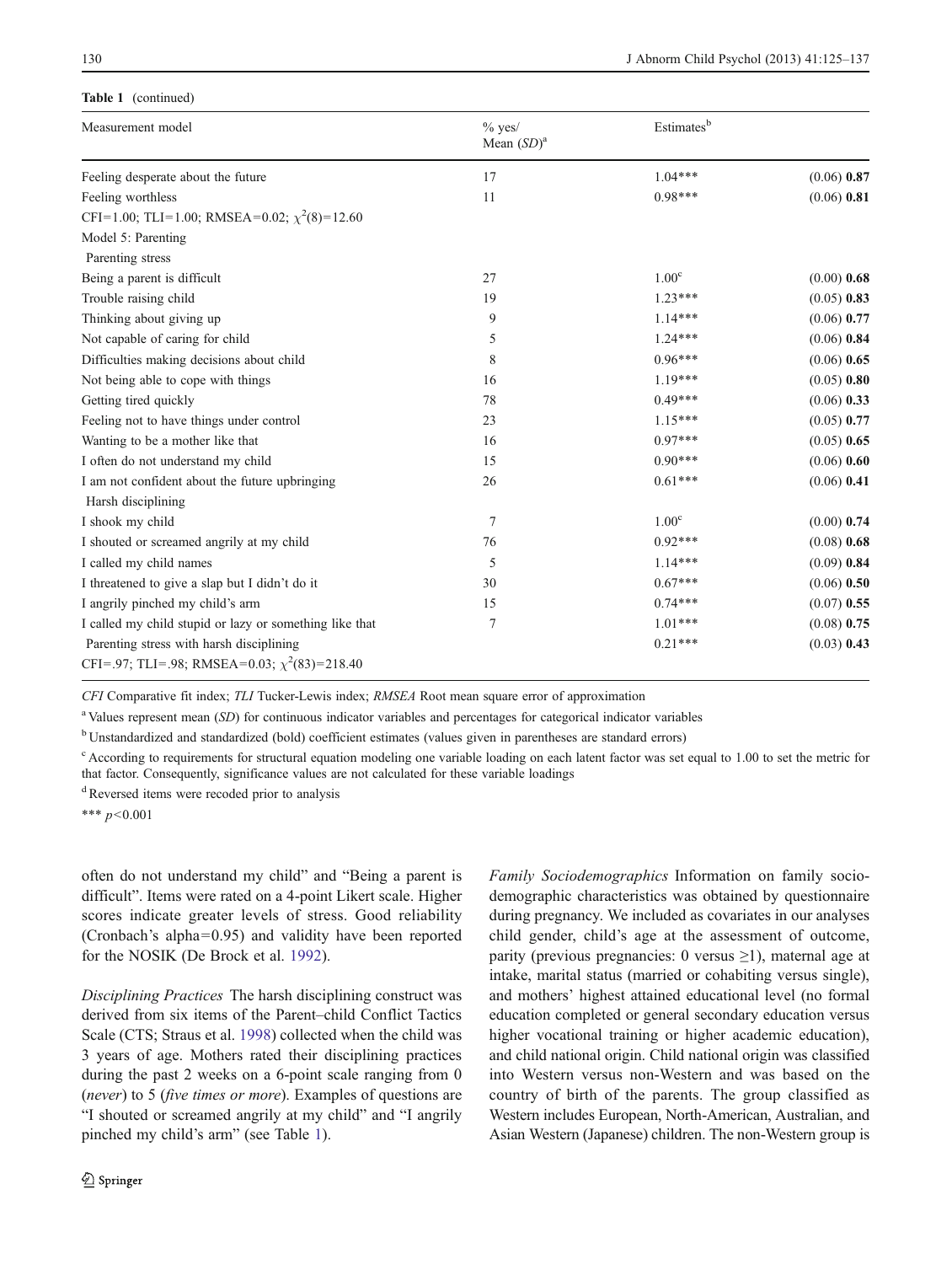**Table 1** (continued)

| Measurement model | % yes/ Mean (*SD*)[a] | Estimates[b] | |
|---|---|---|---|
| Feeling desperate about the future | 17 | 1.04*** | (0.06) **0.87** |
| Feeling worthless | 11 | 0.98*** | (0.06) **0.81** |
| CFI=1.00; TLI=1.00; RMSEA=0.02; $\chi^2(8)=12.60$ | | | |
| Model 5: Parenting | | | |
| Parenting stress | | | |
| Being a parent is difficult | 27 | 1.00[c] | (0.00) **0.68** |
| Trouble raising child | 19 | 1.23*** | (0.05) **0.83** |
| Thinking about giving up | 9 | 1.14*** | (0.06) **0.77** |
| Not capable of caring for child | 5 | 1.24*** | (0.06) **0.84** |
| Difficulties making decisions about child | 8 | 0.96*** | (0.06) **0.65** |
| Not being able to cope with things | 16 | 1.19*** | (0.05) **0.80** |
| Getting tired quickly | 78 | 0.49*** | (0.06) **0.33** |
| Feeling not to have things under control | 23 | 1.15*** | (0.05) **0.77** |
| Wanting to be a mother like that | 16 | 0.97*** | (0.05) **0.65** |
| I often do not understand my child | 15 | 0.90*** | (0.06) **0.60** |
| I am not confident about the future upbringing | 26 | 0.61*** | (0.06) **0.41** |
| Harsh disciplining | | | |
| I shook my child | 7 | 1.00[c] | (0.00) **0.74** |
| I shouted or screamed angrily at my child | 76 | 0.92*** | (0.08) **0.68** |
| I called my child names | 5 | 1.14*** | (0.09) **0.84** |
| I threatened to give a slap but I didn't do it | 30 | 0.67*** | (0.06) **0.50** |
| I angrily pinched my child's arm | 15 | 0.74*** | (0.07) **0.55** |
| I called my child stupid or lazy or something like that | 7 | 1.01*** | (0.08) **0.75** |
| Parenting stress with harsh disciplining | | 0.21*** | (0.03) **0.43** |
| CFI=.97; TLI=.98; RMSEA=0.03; $\chi^2(83)=218.40$ | | | |

*CFI* Comparative fit index; *TLI* Tucker-Lewis index; *RMSEA* Root mean square error of approximation

[a] Values represent mean (*SD*) for continuous indicator variables and percentages for categorical indicator variables

[b] Unstandardized and standardized (bold) coefficient estimates (values given in parentheses are standard errors)

[c] According to requirements for structural equation modeling one variable loading on each latent factor was set equal to 1.00 to set the metric for that factor. Consequently, significance values are not calculated for these variable loadings

[d] Reversed items were recoded prior to analysis

*** $p<0.001$

often do not understand my child" and "Being a parent is difficult". Items were rated on a 4-point Likert scale. Higher scores indicate greater levels of stress. Good reliability (Cronbach's alpha=0.95) and validity have been reported for the NOSIK (De Brock et al. 1992).

*Disciplining Practices* The harsh disciplining construct was derived from six items of the Parent–child Conflict Tactics Scale (CTS; Straus et al. 1998) collected when the child was 3 years of age. Mothers rated their disciplining practices during the past 2 weeks on a 6-point scale ranging from 0 (*never*) to 5 (*five times or more*). Examples of questions are "I shouted or screamed angrily at my child" and "I angrily pinched my child's arm" (see Table 1).

*Family Sociodemographics* Information on family sociodemographic characteristics was obtained by questionnaire during pregnancy. We included as covariates in our analyses child gender, child's age at the assessment of outcome, parity (previous pregnancies: 0 versus ≥1), maternal age at intake, marital status (married or cohabiting versus single), and mothers' highest attained educational level (no formal education completed or general secondary education versus higher vocational training or higher academic education), and child national origin. Child national origin was classified into Western versus non-Western and was based on the country of birth of the parents. The group classified as Western includes European, North-American, Australian, and Asian Western (Japanese) children. The non-Western group is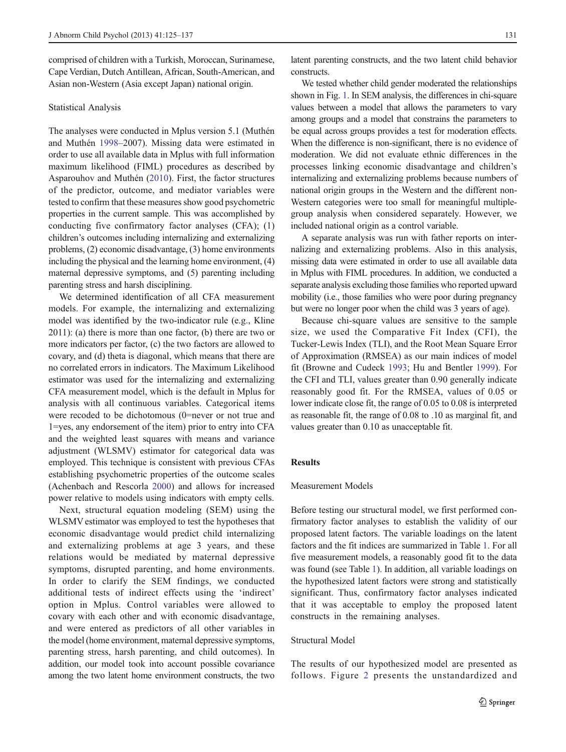comprised of children with a Turkish, Moroccan, Surinamese, Cape Verdian, Dutch Antillean, African, South-American, and Asian non-Western (Asia except Japan) national origin.

### Statistical Analysis

The analyses were conducted in Mplus version 5.1 (Muthén and Muthén 1998–2007). Missing data were estimated in order to use all available data in Mplus with full information maximum likelihood (FIML) procedures as described by Asparouhov and Muthén (2010). First, the factor structures of the predictor, outcome, and mediator variables were tested to confirm that these measures show good psychometric properties in the current sample. This was accomplished by conducting five confirmatory factor analyses (CFA); (1) children's outcomes including internalizing and externalizing problems, (2) economic disadvantage, (3) home environments including the physical and the learning home environment, (4) maternal depressive symptoms, and (5) parenting including parenting stress and harsh disciplining.

We determined identification of all CFA measurement models. For example, the internalizing and externalizing model was identified by the two-indicator rule (e.g., Kline 2011): (a) there is more than one factor, (b) there are two or more indicators per factor, (c) the two factors are allowed to covary, and (d) theta is diagonal, which means that there are no correlated errors in indicators. The Maximum Likelihood estimator was used for the internalizing and externalizing CFA measurement model, which is the default in Mplus for analysis with all continuous variables. Categorical items were recoded to be dichotomous (0=never or not true and 1=yes, any endorsement of the item) prior to entry into CFA and the weighted least squares with means and variance adjustment (WLSMV) estimator for categorical data was employed. This technique is consistent with previous CFAs establishing psychometric properties of the outcome scales (Achenbach and Rescorla 2000) and allows for increased power relative to models using indicators with empty cells.

Next, structural equation modeling (SEM) using the WLSMV estimator was employed to test the hypotheses that economic disadvantage would predict child internalizing and externalizing problems at age 3 years, and these relations would be mediated by maternal depressive symptoms, disrupted parenting, and home environments. In order to clarify the SEM findings, we conducted additional tests of indirect effects using the 'indirect' option in Mplus. Control variables were allowed to covary with each other and with economic disadvantage, and were entered as predictors of all other variables in the model (home environment, maternal depressive symptoms, parenting stress, harsh parenting, and child outcomes). In addition, our model took into account possible covariance among the two latent home environment constructs, the two latent parenting constructs, and the two latent child behavior constructs.

We tested whether child gender moderated the relationships shown in Fig. 1. In SEM analysis, the differences in chi-square values between a model that allows the parameters to vary among groups and a model that constrains the parameters to be equal across groups provides a test for moderation effects. When the difference is non-significant, there is no evidence of moderation. We did not evaluate ethnic differences in the processes linking economic disadvantage and children's internalizing and externalizing problems because numbers of national origin groups in the Western and the different non-Western categories were too small for meaningful multiple-group analysis when considered separately. However, we included national origin as a control variable.

A separate analysis was run with father reports on internalizing and externalizing problems. Also in this analysis, missing data were estimated in order to use all available data in Mplus with FIML procedures. In addition, we conducted a separate analysis excluding those families who reported upward mobility (i.e., those families who were poor during pregnancy but were no longer poor when the child was 3 years of age).

Because chi-square values are sensitive to the sample size, we used the Comparative Fit Index (CFI), the Tucker-Lewis Index (TLI), and the Root Mean Square Error of Approximation (RMSEA) as our main indices of model fit (Browne and Cudeck 1993; Hu and Bentler 1999). For the CFI and TLI, values greater than 0.90 generally indicate reasonably good fit. For the RMSEA, values of 0.05 or lower indicate close fit, the range of 0.05 to 0.08 is interpreted as reasonable fit, the range of 0.08 to .10 as marginal fit, and values greater than 0.10 as unacceptable fit.

## Results

### Measurement Models

Before testing our structural model, we first performed confirmatory factor analyses to establish the validity of our proposed latent factors. The variable loadings on the latent factors and the fit indices are summarized in Table 1. For all five measurement models, a reasonably good fit to the data was found (see Table 1). In addition, all variable loadings on the hypothesized latent factors were strong and statistically significant. Thus, confirmatory factor analyses indicated that it was acceptable to employ the proposed latent constructs in the remaining analyses.

### Structural Model

The results of our hypothesized model are presented as follows. Figure 2 presents the unstandardized and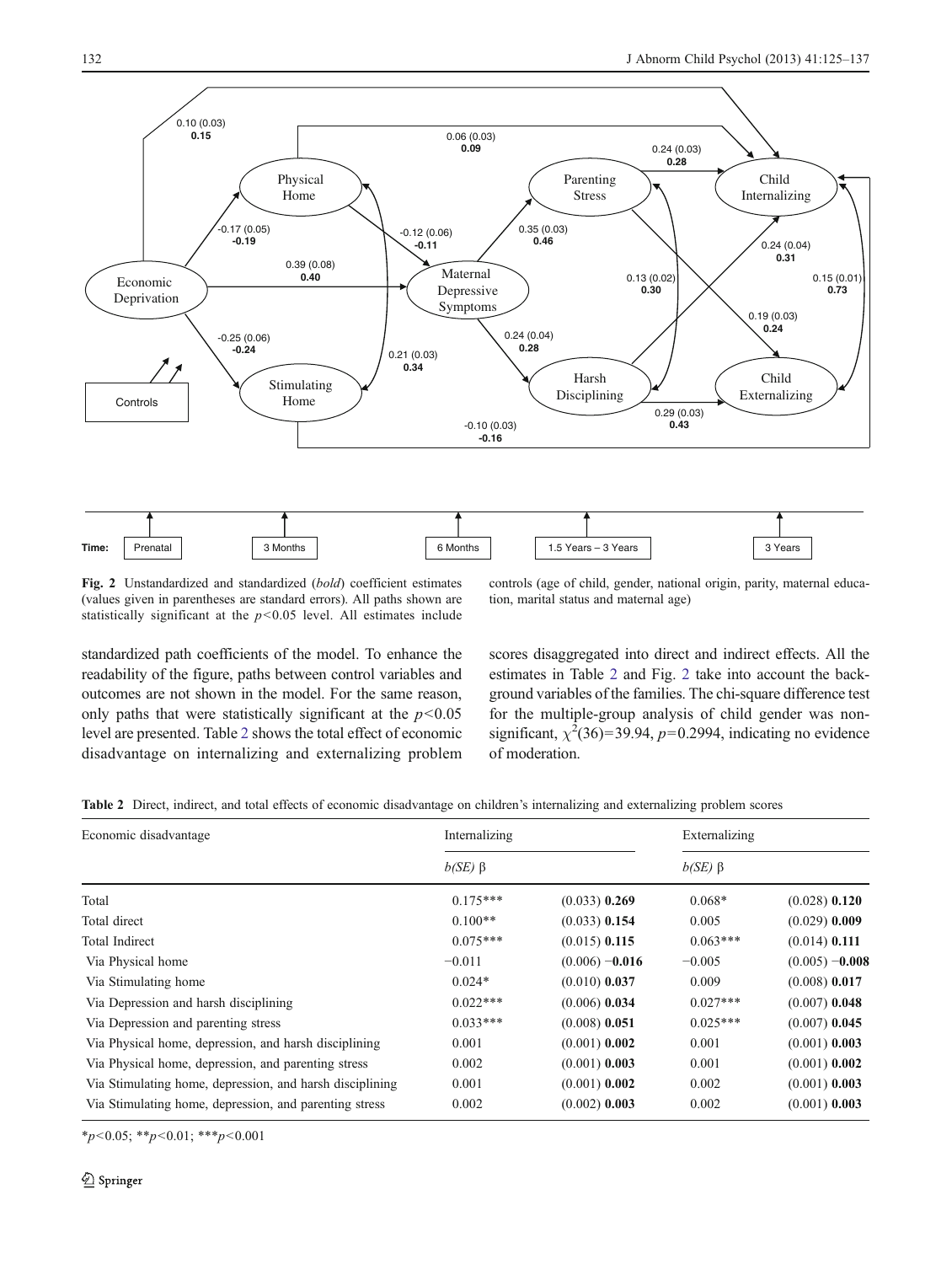**Fig. 2** Unstandardized and standardized (*bold*) coefficient estimates (values given in parentheses are standard errors). All paths shown are statistically significant at the $p<0.05$ level. All estimates include controls (age of child, gender, national origin, parity, maternal education, marital status and maternal age)

standardized path coefficients of the model. To enhance the readability of the figure, paths between control variables and outcomes are not shown in the model. For the same reason, only paths that were statistically significant at the $p<0.05$ level are presented. Table 2 shows the total effect of economic disadvantage on internalizing and externalizing problem scores disaggregated into direct and indirect effects. All the estimates in Table 2 and Fig. 2 take into account the background variables of the families. The chi-square difference test for the multiple-group analysis of child gender was non-significant, $\chi^2(36)=39.94$, $p=0.2994$, indicating no evidence of moderation.

**Table 2** Direct, indirect, and total effects of economic disadvantage on children's internalizing and externalizing problem scores

| Economic disadvantage | Internalizing | | Externalizing | |
|---|---|---|---|---|
| | *b(SE)* β | | *b(SE)* β | |
| Total | 0.175*** | (0.033) **0.269** | 0.068* | (0.028) **0.120** |
| Total direct | 0.100** | (0.033) **0.154** | 0.005 | (0.029) **0.009** |
| Total Indirect | 0.075*** | (0.015) **0.115** | 0.063*** | (0.014) **0.111** |
| Via Physical home | −0.011 | (0.006) **−0.016** | −0.005 | (0.005) **−0.008** |
| Via Stimulating home | 0.024* | (0.010) **0.037** | 0.009 | (0.008) **0.017** |
| Via Depression and harsh disciplining | 0.022*** | (0.006) **0.034** | 0.027*** | (0.007) **0.048** |
| Via Depression and parenting stress | 0.033*** | (0.008) **0.051** | 0.025*** | (0.007) **0.045** |
| Via Physical home, depression, and harsh disciplining | 0.001 | (0.001) **0.002** | 0.001 | (0.001) **0.003** |
| Via Physical home, depression, and parenting stress | 0.002 | (0.001) **0.003** | 0.001 | (0.001) **0.002** |
| Via Stimulating home, depression, and harsh disciplining | 0.001 | (0.001) **0.002** | 0.002 | (0.001) **0.003** |
| Via Stimulating home, depression, and parenting stress | 0.002 | (0.002) **0.003** | 0.002 | (0.001) **0.003** |

*$p<0.05$; **$p<0.01$; ***$p<0.001$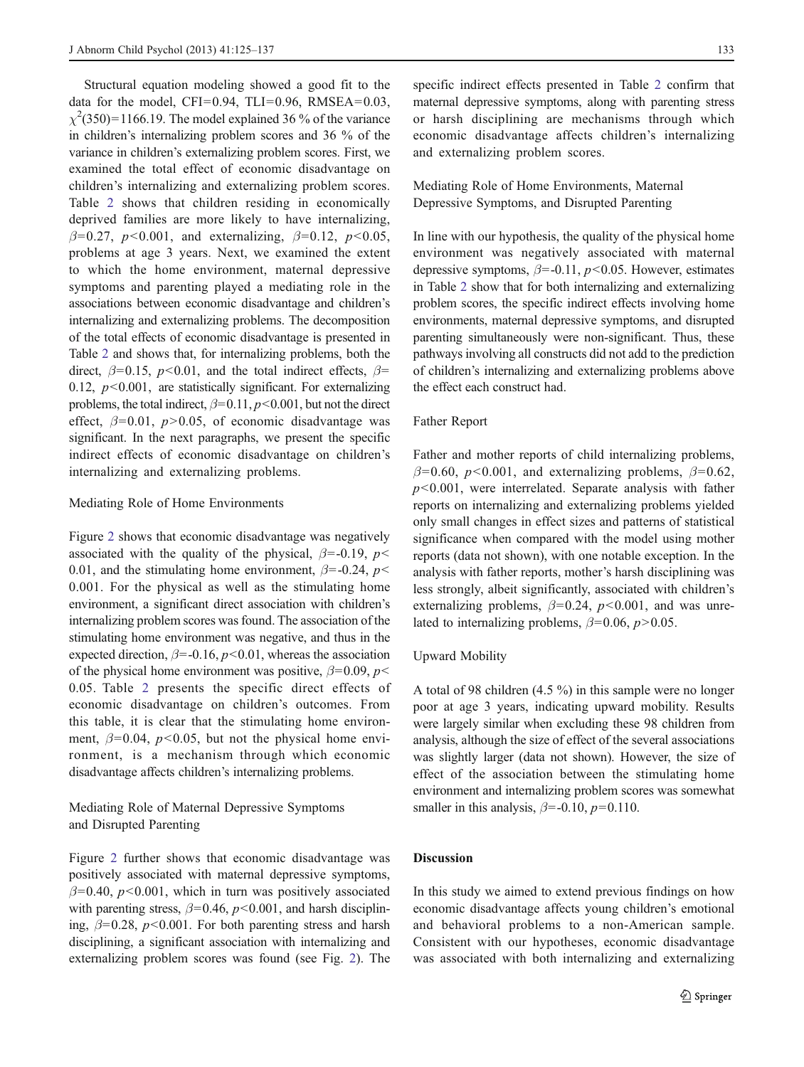Structural equation modeling showed a good fit to the data for the model, CFI=0.94, TLI=0.96, RMSEA=0.03, $\chi^2(350)=1166.19$. The model explained 36 % of the variance in children's internalizing problem scores and 36 % of the variance in children's externalizing problem scores. First, we examined the total effect of economic disadvantage on children's internalizing and externalizing problem scores. Table 2 shows that children residing in economically deprived families are more likely to have internalizing, $\beta=0.27$, $p<0.001$, and externalizing, $\beta=0.12$, $p<0.05$, problems at age 3 years. Next, we examined the extent to which the home environment, maternal depressive symptoms and parenting played a mediating role in the associations between economic disadvantage and children's internalizing and externalizing problems. The decomposition of the total effects of economic disadvantage is presented in Table 2 and shows that, for internalizing problems, both the direct, $\beta=0.15$, $p<0.01$, and the total indirect effects, $\beta=0.12$, $p<0.001$, are statistically significant. For externalizing problems, the total indirect, $\beta=0.11$, $p<0.001$, but not the direct effect, $\beta=0.01$, $p>0.05$, of economic disadvantage was significant. In the next paragraphs, we present the specific indirect effects of economic disadvantage on children's internalizing and externalizing problems.

### Mediating Role of Home Environments

Figure 2 shows that economic disadvantage was negatively associated with the quality of the physical, $\beta=-0.19$, $p<0.01$, and the stimulating home environment, $\beta=-0.24$, $p<0.001$. For the physical as well as the stimulating home environment, a significant direct association with children's internalizing problem scores was found. The association of the stimulating home environment was negative, and thus in the expected direction, $\beta=-0.16$, $p<0.01$, whereas the association of the physical home environment was positive, $\beta=0.09$, $p<0.05$. Table 2 presents the specific direct effects of economic disadvantage on children's outcomes. From this table, it is clear that the stimulating home environment, $\beta=0.04$, $p<0.05$, but not the physical home environment, is a mechanism through which economic disadvantage affects children's internalizing problems.

### Mediating Role of Maternal Depressive Symptoms and Disrupted Parenting

Figure 2 further shows that economic disadvantage was positively associated with maternal depressive symptoms, $\beta=0.40$, $p<0.001$, which in turn was positively associated with parenting stress, $\beta=0.46$, $p<0.001$, and harsh disciplining, $\beta=0.28$, $p<0.001$. For both parenting stress and harsh disciplining, a significant association with internalizing and externalizing problem scores was found (see Fig. 2). The specific indirect effects presented in Table 2 confirm that maternal depressive symptoms, along with parenting stress or harsh disciplining are mechanisms through which economic disadvantage affects children's internalizing and externalizing problem scores.

### Mediating Role of Home Environments, Maternal Depressive Symptoms, and Disrupted Parenting

In line with our hypothesis, the quality of the physical home environment was negatively associated with maternal depressive symptoms, $\beta=-0.11$, $p<0.05$. However, estimates in Table 2 show that for both internalizing and externalizing problem scores, the specific indirect effects involving home environments, maternal depressive symptoms, and disrupted parenting simultaneously were non-significant. Thus, these pathways involving all constructs did not add to the prediction of children's internalizing and externalizing problems above the effect each construct had.

### Father Report

Father and mother reports of child internalizing problems, $\beta=0.60$, $p<0.001$, and externalizing problems, $\beta=0.62$, $p<0.001$, were interrelated. Separate analysis with father reports on internalizing and externalizing problems yielded only small changes in effect sizes and patterns of statistical significance when compared with the model using mother reports (data not shown), with one notable exception. In the analysis with father reports, mother's harsh disciplining was less strongly, albeit significantly, associated with children's externalizing problems, $\beta=0.24$, $p<0.001$, and was unrelated to internalizing problems, $\beta=0.06$, $p>0.05$.

### Upward Mobility

A total of 98 children (4.5 %) in this sample were no longer poor at age 3 years, indicating upward mobility. Results were largely similar when excluding these 98 children from analysis, although the size of effect of the several associations was slightly larger (data not shown). However, the size of effect of the association between the stimulating home environment and internalizing problem scores was somewhat smaller in this analysis, $\beta=-0.10$, $p=0.110$.

## Discussion

In this study we aimed to extend previous findings on how economic disadvantage affects young children's emotional and behavioral problems to a non-American sample. Consistent with our hypotheses, economic disadvantage was associated with both internalizing and externalizing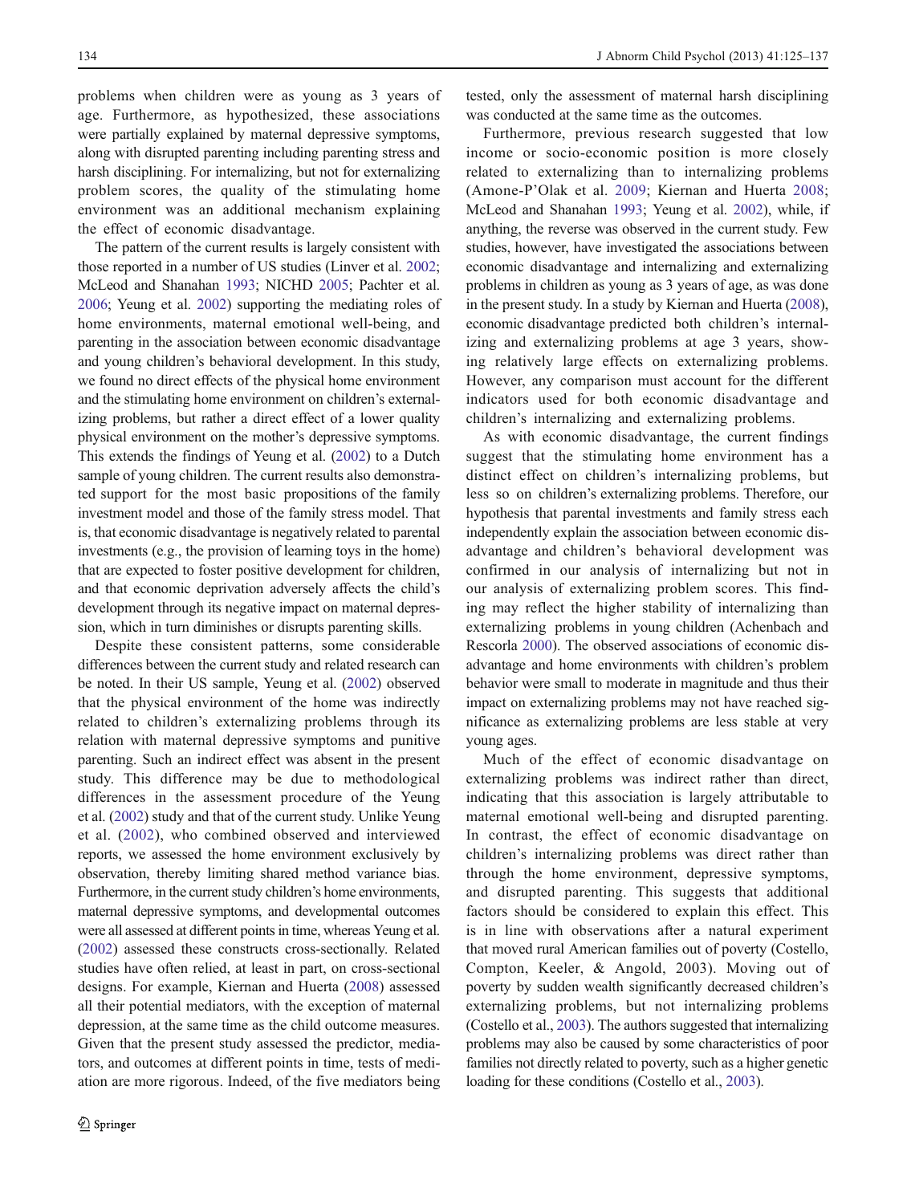problems when children were as young as 3 years of age. Furthermore, as hypothesized, these associations were partially explained by maternal depressive symptoms, along with disrupted parenting including parenting stress and harsh disciplining. For internalizing, but not for externalizing problem scores, the quality of the stimulating home environment was an additional mechanism explaining the effect of economic disadvantage.

The pattern of the current results is largely consistent with those reported in a number of US studies (Linver et al. 2002; McLeod and Shanahan 1993; NICHD 2005; Pachter et al. 2006; Yeung et al. 2002) supporting the mediating roles of home environments, maternal emotional well-being, and parenting in the association between economic disadvantage and young children's behavioral development. In this study, we found no direct effects of the physical home environment and the stimulating home environment on children's externalizing problems, but rather a direct effect of a lower quality physical environment on the mother's depressive symptoms. This extends the findings of Yeung et al. (2002) to a Dutch sample of young children. The current results also demonstrated support for the most basic propositions of the family investment model and those of the family stress model. That is, that economic disadvantage is negatively related to parental investments (e.g., the provision of learning toys in the home) that are expected to foster positive development for children, and that economic deprivation adversely affects the child's development through its negative impact on maternal depression, which in turn diminishes or disrupts parenting skills.

Despite these consistent patterns, some considerable differences between the current study and related research can be noted. In their US sample, Yeung et al. (2002) observed that the physical environment of the home was indirectly related to children's externalizing problems through its relation with maternal depressive symptoms and punitive parenting. Such an indirect effect was absent in the present study. This difference may be due to methodological differences in the assessment procedure of the Yeung et al. (2002) study and that of the current study. Unlike Yeung et al. (2002), who combined observed and interviewed reports, we assessed the home environment exclusively by observation, thereby limiting shared method variance bias. Furthermore, in the current study children's home environments, maternal depressive symptoms, and developmental outcomes were all assessed at different points in time, whereas Yeung et al. (2002) assessed these constructs cross-sectionally. Related studies have often relied, at least in part, on cross-sectional designs. For example, Kiernan and Huerta (2008) assessed all their potential mediators, with the exception of maternal depression, at the same time as the child outcome measures. Given that the present study assessed the predictor, mediators, and outcomes at different points in time, tests of mediation are more rigorous. Indeed, of the five mediators being tested, only the assessment of maternal harsh disciplining was conducted at the same time as the outcomes.

Furthermore, previous research suggested that low income or socio-economic position is more closely related to externalizing than to internalizing problems (Amone-P'Olak et al. 2009; Kiernan and Huerta 2008; McLeod and Shanahan 1993; Yeung et al. 2002), while, if anything, the reverse was observed in the current study. Few studies, however, have investigated the associations between economic disadvantage and internalizing and externalizing problems in children as young as 3 years of age, as was done in the present study. In a study by Kiernan and Huerta (2008), economic disadvantage predicted both children's internalizing and externalizing problems at age 3 years, showing relatively large effects on externalizing problems. However, any comparison must account for the different indicators used for both economic disadvantage and children's internalizing and externalizing problems.

As with economic disadvantage, the current findings suggest that the stimulating home environment has a distinct effect on children's internalizing problems, but less so on children's externalizing problems. Therefore, our hypothesis that parental investments and family stress each independently explain the association between economic disadvantage and children's behavioral development was confirmed in our analysis of internalizing but not in our analysis of externalizing problem scores. This finding may reflect the higher stability of internalizing than externalizing problems in young children (Achenbach and Rescorla 2000). The observed associations of economic disadvantage and home environments with children's problem behavior were small to moderate in magnitude and thus their impact on externalizing problems may not have reached significance as externalizing problems are less stable at very young ages.

Much of the effect of economic disadvantage on externalizing problems was indirect rather than direct, indicating that this association is largely attributable to maternal emotional well-being and disrupted parenting. In contrast, the effect of economic disadvantage on children's internalizing problems was direct rather than through the home environment, depressive symptoms, and disrupted parenting. This suggests that additional factors should be considered to explain this effect. This is in line with observations after a natural experiment that moved rural American families out of poverty (Costello, Compton, Keeler, & Angold, 2003). Moving out of poverty by sudden wealth significantly decreased children's externalizing problems, but not internalizing problems (Costello et al., 2003). The authors suggested that internalizing problems may also be caused by some characteristics of poor families not directly related to poverty, such as a higher genetic loading for these conditions (Costello et al., 2003).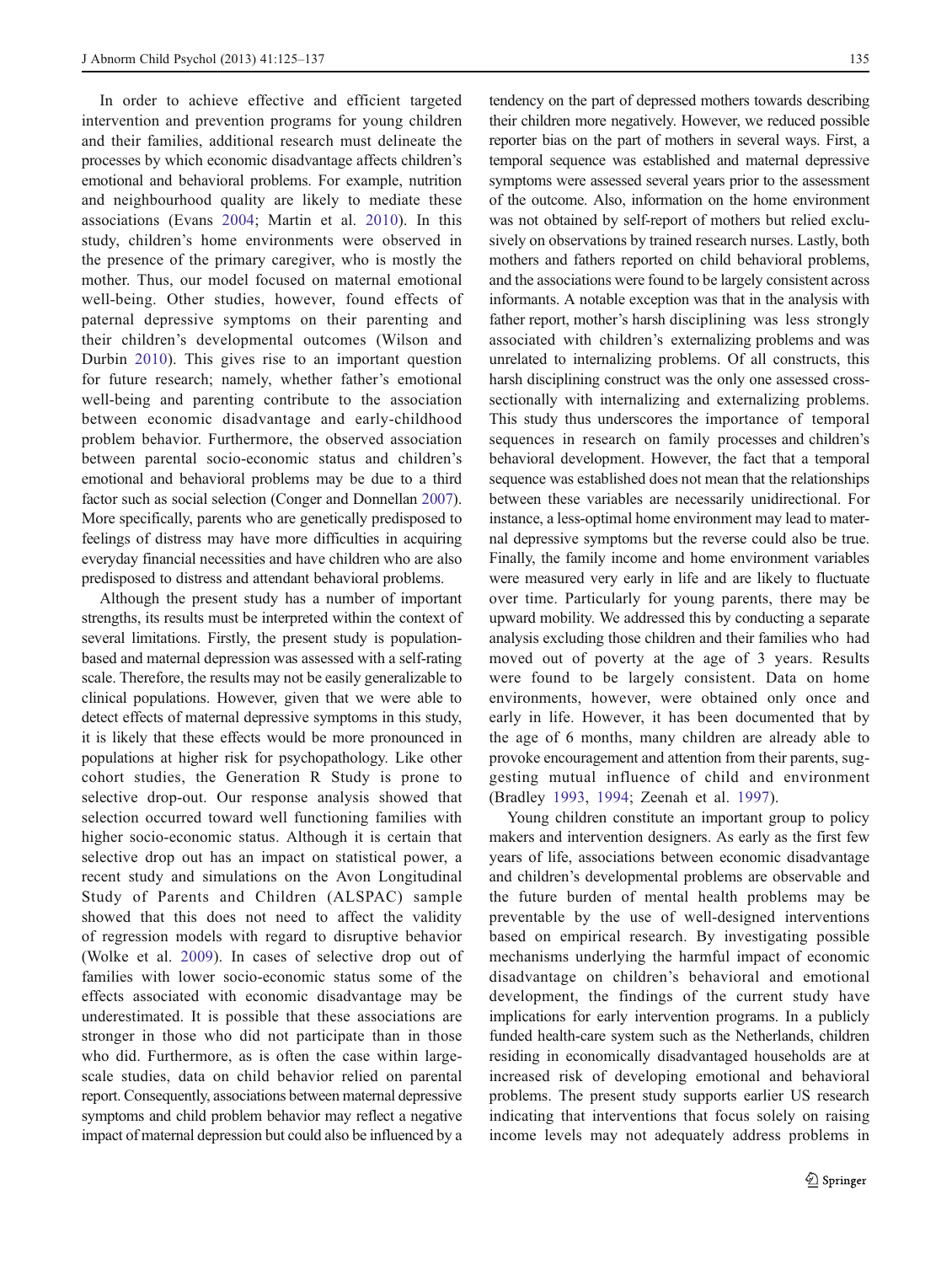In order to achieve effective and efficient targeted intervention and prevention programs for young children and their families, additional research must delineate the processes by which economic disadvantage affects children's emotional and behavioral problems. For example, nutrition and neighbourhood quality are likely to mediate these associations (Evans 2004; Martin et al. 2010). In this study, children's home environments were observed in the presence of the primary caregiver, who is mostly the mother. Thus, our model focused on maternal emotional well-being. Other studies, however, found effects of paternal depressive symptoms on their parenting and their children's developmental outcomes (Wilson and Durbin 2010). This gives rise to an important question for future research; namely, whether father's emotional well-being and parenting contribute to the association between economic disadvantage and early-childhood problem behavior. Furthermore, the observed association between parental socio-economic status and children's emotional and behavioral problems may be due to a third factor such as social selection (Conger and Donnellan 2007). More specifically, parents who are genetically predisposed to feelings of distress may have more difficulties in acquiring everyday financial necessities and have children who are also predisposed to distress and attendant behavioral problems.

Although the present study has a number of important strengths, its results must be interpreted within the context of several limitations. Firstly, the present study is population-based and maternal depression was assessed with a self-rating scale. Therefore, the results may not be easily generalizable to clinical populations. However, given that we were able to detect effects of maternal depressive symptoms in this study, it is likely that these effects would be more pronounced in populations at higher risk for psychopathology. Like other cohort studies, the Generation R Study is prone to selective drop-out. Our response analysis showed that selection occurred toward well functioning families with higher socio-economic status. Although it is certain that selective drop out has an impact on statistical power, a recent study and simulations on the Avon Longitudinal Study of Parents and Children (ALSPAC) sample showed that this does not need to affect the validity of regression models with regard to disruptive behavior (Wolke et al. 2009). In cases of selective drop out of families with lower socio-economic status some of the effects associated with economic disadvantage may be underestimated. It is possible that these associations are stronger in those who did not participate than in those who did. Furthermore, as is often the case within large-scale studies, data on child behavior relied on parental report. Consequently, associations between maternal depressive symptoms and child problem behavior may reflect a negative impact of maternal depression but could also be influenced by a tendency on the part of depressed mothers towards describing their children more negatively. However, we reduced possible reporter bias on the part of mothers in several ways. First, a temporal sequence was established and maternal depressive symptoms were assessed several years prior to the assessment of the outcome. Also, information on the home environment was not obtained by self-report of mothers but relied exclusively on observations by trained research nurses. Lastly, both mothers and fathers reported on child behavioral problems, and the associations were found to be largely consistent across informants. A notable exception was that in the analysis with father report, mother's harsh disciplining was less strongly associated with children's externalizing problems and was unrelated to internalizing problems. Of all constructs, this harsh disciplining construct was the only one assessed cross-sectionally with internalizing and externalizing problems. This study thus underscores the importance of temporal sequences in research on family processes and children's behavioral development. However, the fact that a temporal sequence was established does not mean that the relationships between these variables are necessarily unidirectional. For instance, a less-optimal home environment may lead to maternal depressive symptoms but the reverse could also be true. Finally, the family income and home environment variables were measured very early in life and are likely to fluctuate over time. Particularly for young parents, there may be upward mobility. We addressed this by conducting a separate analysis excluding those children and their families who had moved out of poverty at the age of 3 years. Results were found to be largely consistent. Data on home environments, however, were obtained only once and early in life. However, it has been documented that by the age of 6 months, many children are already able to provoke encouragement and attention from their parents, suggesting mutual influence of child and environment (Bradley 1993, 1994; Zeenah et al. 1997).

Young children constitute an important group to policy makers and intervention designers. As early as the first few years of life, associations between economic disadvantage and children's developmental problems are observable and the future burden of mental health problems may be preventable by the use of well-designed interventions based on empirical research. By investigating possible mechanisms underlying the harmful impact of economic disadvantage on children's behavioral and emotional development, the findings of the current study have implications for early intervention programs. In a publicly funded health-care system such as the Netherlands, children residing in economically disadvantaged households are at increased risk of developing emotional and behavioral problems. The present study supports earlier US research indicating that interventions that focus solely on raising income levels may not adequately address problems in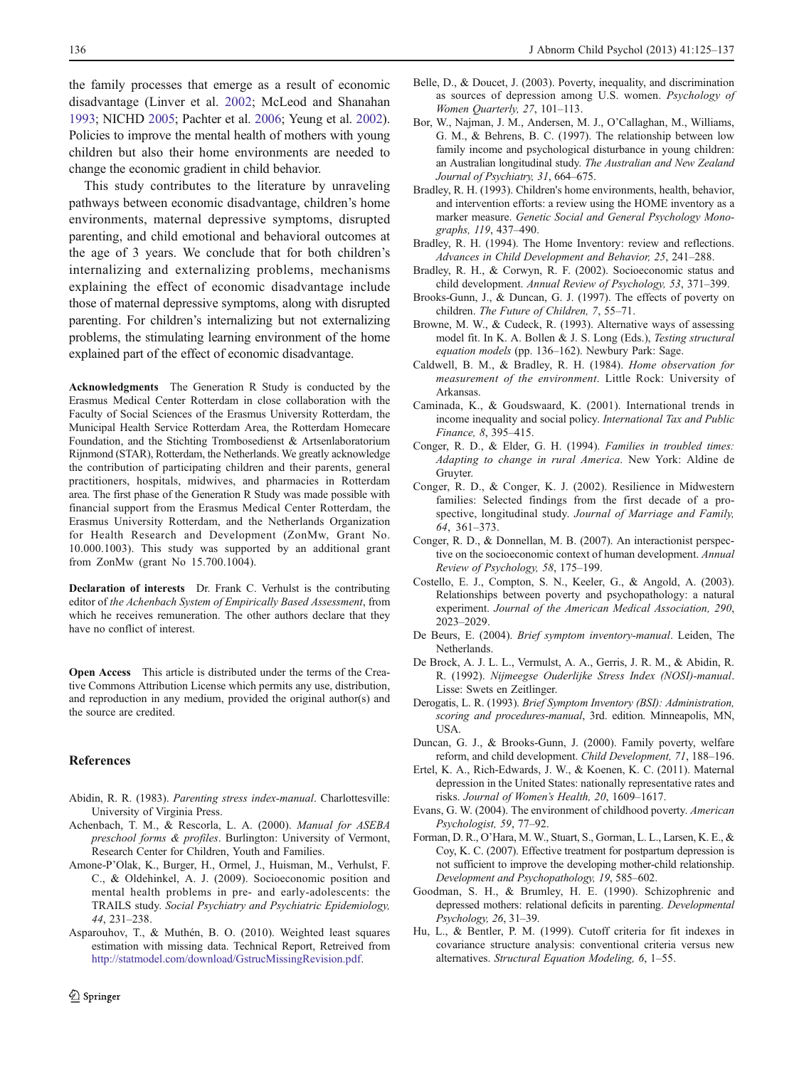the family processes that emerge as a result of economic disadvantage (Linver et al. 2002; McLeod and Shanahan 1993; NICHD 2005; Pachter et al. 2006; Yeung et al. 2002). Policies to improve the mental health of mothers with young children but also their home environments are needed to change the economic gradient in child behavior.

This study contributes to the literature by unraveling pathways between economic disadvantage, children's home environments, maternal depressive symptoms, disrupted parenting, and child emotional and behavioral outcomes at the age of 3 years. We conclude that for both children's internalizing and externalizing problems, mechanisms explaining the effect of economic disadvantage include those of maternal depressive symptoms, along with disrupted parenting. For children's internalizing but not externalizing problems, the stimulating learning environment of the home explained part of the effect of economic disadvantage.

**Acknowledgments** The Generation R Study is conducted by the Erasmus Medical Center Rotterdam in close collaboration with the Faculty of Social Sciences of the Erasmus University Rotterdam, the Municipal Health Service Rotterdam Area, the Rotterdam Homecare Foundation, and the Stichting Trombosedienst & Artsenlaboratorium Rijnmond (STAR), Rotterdam, the Netherlands. We greatly acknowledge the contribution of participating children and their parents, general practitioners, hospitals, midwives, and pharmacies in Rotterdam area. The first phase of the Generation R Study was made possible with financial support from the Erasmus Medical Center Rotterdam, the Erasmus University Rotterdam, and the Netherlands Organization for Health Research and Development (ZonMw, Grant No. 10.000.1003). This study was supported by an additional grant from ZonMw (grant No 15.700.1004).

**Declaration of interests** Dr. Frank C. Verhulst is the contributing editor of *the Achenbach System of Empirically Based Assessment*, from which he receives remuneration. The other authors declare that they have no conflict of interest.

**Open Access** This article is distributed under the terms of the Creative Commons Attribution License which permits any use, distribution, and reproduction in any medium, provided the original author(s) and the source are credited.

## References

Abidin, R. R. (1983). *Parenting stress index-manual*. Charlottesville: University of Virginia Press.

Achenbach, T. M., & Rescorla, L. A. (2000). *Manual for ASEBA preschool forms & profiles*. Burlington: University of Vermont, Research Center for Children, Youth and Families.

Amone-P'Olak, K., Burger, H., Ormel, J., Huisman, M., Verhulst, F. C., & Oldehinkel, A. J. (2009). Socioeconomic position and mental health problems in pre- and early-adolescents: the TRAILS study. *Social Psychiatry and Psychiatric Epidemiology, 44*, 231–238.

Asparouhov, T., & Muthén, B. O. (2010). Weighted least squares estimation with missing data. Technical Report, Retreived from http://statmodel.com/download/GstrucMissingRevision.pdf.

Belle, D., & Doucet, J. (2003). Poverty, inequality, and discrimination as sources of depression among U.S. women. *Psychology of Women Quarterly, 27*, 101–113.

Bor, W., Najman, J. M., Andersen, M. J., O'Callaghan, M., Williams, G. M., & Behrens, B. C. (1997). The relationship between low family income and psychological disturbance in young children: an Australian longitudinal study. *The Australian and New Zealand Journal of Psychiatry, 31*, 664–675.

Bradley, R. H. (1993). Children's home environments, health, behavior, and intervention efforts: a review using the HOME inventory as a marker measure. *Genetic Social and General Psychology Monographs, 119*, 437–490.

Bradley, R. H. (1994). The Home Inventory: review and reflections. *Advances in Child Development and Behavior, 25*, 241–288.

Bradley, R. H., & Corwyn, R. F. (2002). Socioeconomic status and child development. *Annual Review of Psychology, 53*, 371–399.

Brooks-Gunn, J., & Duncan, G. J. (1997). The effects of poverty on children. *The Future of Children, 7*, 55–71.

Browne, M. W., & Cudeck, R. (1993). Alternative ways of assessing model fit. In K. A. Bollen & J. S. Long (Eds.), *Testing structural equation models* (pp. 136–162). Newbury Park: Sage.

Caldwell, B. M., & Bradley, R. H. (1984). *Home observation for measurement of the environment*. Little Rock: University of Arkansas.

Caminada, K., & Goudswaard, K. (2001). International trends in income inequality and social policy. *International Tax and Public Finance, 8*, 395–415.

Conger, R. D., & Elder, G. H. (1994). *Families in troubled times: Adapting to change in rural America*. New York: Aldine de Gruyter.

Conger, R. D., & Conger, K. J. (2002). Resilience in Midwestern families: Selected findings from the first decade of a prospective, longitudinal study. *Journal of Marriage and Family, 64*, 361–373.

Conger, R. D., & Donnellan, M. B. (2007). An interactionist perspective on the socioeconomic context of human development. *Annual Review of Psychology, 58*, 175–199.

Costello, E. J., Compton, S. N., Keeler, G., & Angold, A. (2003). Relationships between poverty and psychopathology: a natural experiment. *Journal of the American Medical Association, 290*, 2023–2029.

De Beurs, E. (2004). *Brief symptom inventory-manual*. Leiden, The Netherlands.

De Brock, A. J. L. L., Vermulst, A. A., Gerris, J. R. M., & Abidin, R. R. (1992). *Nijmeegse Ouderlijke Stress Index (NOSI)-manual*. Lisse: Swets en Zeitlinger.

Derogatis, L. R. (1993). *Brief Symptom Inventory (BSI): Administration, scoring and procedures-manual*, 3rd. edition. Minneapolis, MN, USA.

Duncan, G. J., & Brooks-Gunn, J. (2000). Family poverty, welfare reform, and child development. *Child Development, 71*, 188–196.

Ertel, K. A., Rich-Edwards, J. W., & Koenen, K. C. (2011). Maternal depression in the United States: nationally representative rates and risks. *Journal of Women's Health, 20*, 1609–1617.

Evans, G. W. (2004). The environment of childhood poverty. *American Psychologist, 59*, 77–92.

Forman, D. R., O'Hara, M. W., Stuart, S., Gorman, L. L., Larsen, K. E., & Coy, K. C. (2007). Effective treatment for postpartum depression is not sufficient to improve the developing mother-child relationship. *Development and Psychopathology, 19*, 585–602.

Goodman, S. H., & Brumley, H. E. (1990). Schizophrenic and depressed mothers: relational deficits in parenting. *Developmental Psychology, 26*, 31–39.

Hu, L., & Bentler, P. M. (1999). Cutoff criteria for fit indexes in covariance structure analysis: conventional criteria versus new alternatives. *Structural Equation Modeling, 6*, 1–55.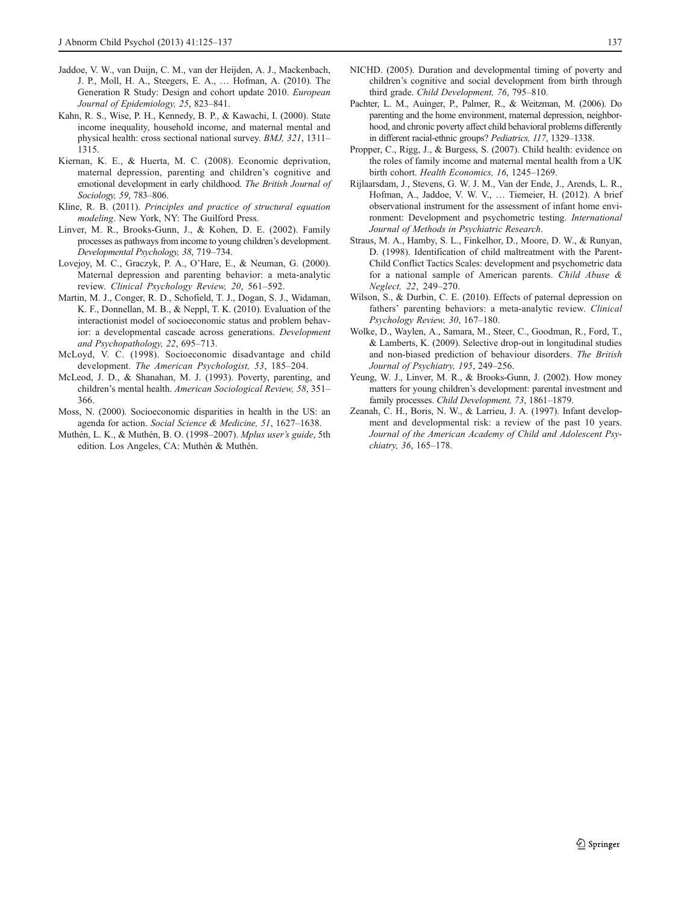Jaddoe, V. W., van Duijn, C. M., van der Heijden, A. J., Mackenbach, J. P., Moll, H. A., Steegers, E. A., … Hofman, A. (2010). The Generation R Study: Design and cohort update 2010. *European Journal of Epidemiology, 25*, 823–841.

Kahn, R. S., Wise, P. H., Kennedy, B. P., & Kawachi, I. (2000). State income inequality, household income, and maternal mental and physical health: cross sectional national survey. *BMJ, 321*, 1311–1315.

Kiernan, K. E., & Huerta, M. C. (2008). Economic deprivation, maternal depression, parenting and children's cognitive and emotional development in early childhood. *The British Journal of Sociology, 59*, 783–806.

Kline, R. B. (2011). *Principles and practice of structural equation modeling*. New York, NY: The Guilford Press.

Linver, M. R., Brooks-Gunn, J., & Kohen, D. E. (2002). Family processes as pathways from income to young children's development. *Developmental Psychology, 38*, 719–734.

Lovejoy, M. C., Graczyk, P. A., O'Hare, E., & Neuman, G. (2000). Maternal depression and parenting behavior: a meta-analytic review. *Clinical Psychology Review, 20*, 561–592.

Martin, M. J., Conger, R. D., Schofield, T. J., Dogan, S. J., Widaman, K. F., Donnellan, M. B., & Neppl, T. K. (2010). Evaluation of the interactionist model of socioeconomic status and problem behavior: a developmental cascade across generations. *Development and Psychopathology, 22*, 695–713.

McLoyd, V. C. (1998). Socioeconomic disadvantage and child development. *The American Psychologist, 53*, 185–204.

McLeod, J. D., & Shanahan, M. J. (1993). Poverty, parenting, and children's mental health. *American Sociological Review, 58*, 351–366.

Moss, N. (2000). Socioeconomic disparities in health in the US: an agenda for action. *Social Science & Medicine, 51*, 1627–1638.

Muthén, L. K., & Muthén, B. O. (1998–2007). *Mplus user's guide*, 5th edition. Los Angeles, CA: Muthén & Muthén.

NICHD. (2005). Duration and developmental timing of poverty and children's cognitive and social development from birth through third grade. *Child Development, 76*, 795–810.

Pachter, L. M., Auinger, P., Palmer, R., & Weitzman, M. (2006). Do parenting and the home environment, maternal depression, neighborhood, and chronic poverty affect child behavioral problems differently in different racial-ethnic groups? *Pediatrics, 117*, 1329–1338.

Propper, C., Rigg, J., & Burgess, S. (2007). Child health: evidence on the roles of family income and maternal mental health from a UK birth cohort. *Health Economics, 16*, 1245–1269.

Rijlaarsdam, J., Stevens, G. W. J. M., Van der Ende, J., Arends, L. R., Hofman, A., Jaddoe, V. W. V., … Tiemeier, H. (2012). A brief observational instrument for the assessment of infant home environment: Development and psychometric testing. *International Journal of Methods in Psychiatric Research*.

Straus, M. A., Hamby, S. L., Finkelhor, D., Moore, D. W., & Runyan, D. (1998). Identification of child maltreatment with the Parent-Child Conflict Tactics Scales: development and psychometric data for a national sample of American parents. *Child Abuse & Neglect, 22*, 249–270.

Wilson, S., & Durbin, C. E. (2010). Effects of paternal depression on fathers' parenting behaviors: a meta-analytic review. *Clinical Psychology Review, 30*, 167–180.

Wolke, D., Waylen, A., Samara, M., Steer, C., Goodman, R., Ford, T., & Lamberts, K. (2009). Selective drop-out in longitudinal studies and non-biased prediction of behaviour disorders. *The British Journal of Psychiatry, 195*, 249–256.

Yeung, W. J., Linver, M. R., & Brooks-Gunn, J. (2002). How money matters for young children's development: parental investment and family processes. *Child Development, 73*, 1861–1879.

Zeanah, C. H., Boris, N. W., & Larrieu, J. A. (1997). Infant development and developmental risk: a review of the past 10 years. *Journal of the American Academy of Child and Adolescent Psychiatry, 36*, 165–178.